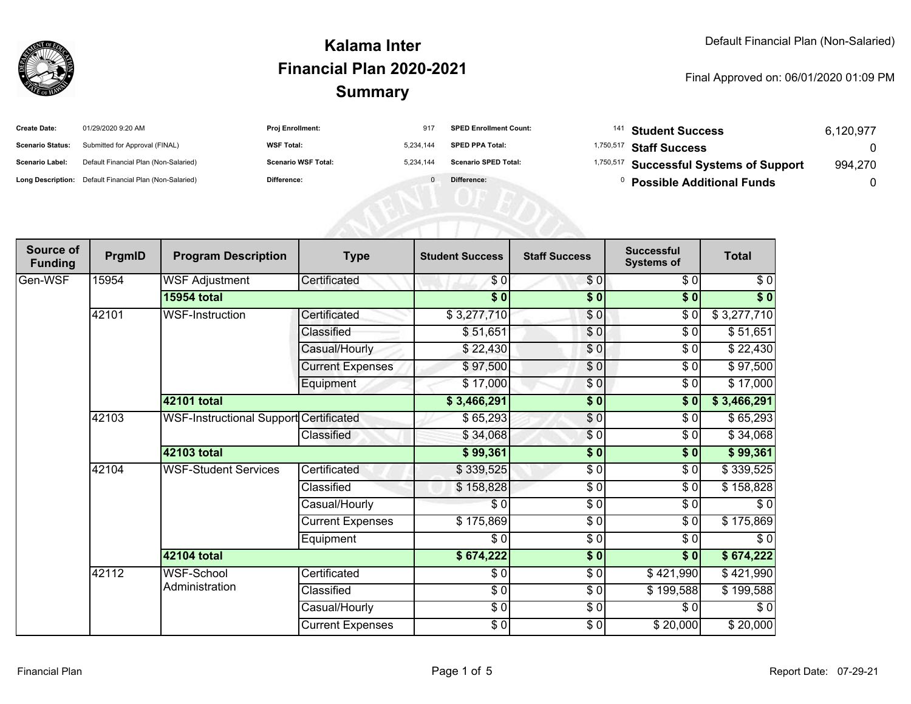# Kalama Inter
## Financial Plan 2020-2021
## Summary

Default Financial Plan (Non-Salaried)

Final Approved on: 06/01/2020 01:09 PM

| | | | | | | | |
|---|---|---|---|---|---|---|---|
| **Create Date:** | 01/29/2020 9:20 AM | **Proj Enrollment:** | 917 | **SPED Enrollment Count:** | 141 | **Student Success** | 6,120,977 |
| **Scenario Status:** | Submitted for Approval (FINAL) | **WSF Total:** | 5,234,144 | **SPED PPA Total:** | 1,750,517 | **Staff Success** | 0 |
| **Scenario Label:** | Default Financial Plan (Non-Salaried) | **Scenario WSF Total:** | 5,234,144 | **Scenario SPED Total:** | 1,750,517 | **Successful Systems of Support** | 994,270 |
| **Long Description:** | Default Financial Plan (Non-Salaried) | **Difference:** | 0 | **Difference:** | 0 | **Possible Additional Funds** | 0 |

| Source of Funding | PrgmID | Program Description | Type | Student Success | Staff Success | Successful Systems of | Total |
|---|---|---|---|---|---|---|---|
| Gen-WSF | 15954 | WSF Adjustment | Certificated | $ 0 | $ 0 | $ 0 | $ 0 |
| | | **15954 total** | | **$ 0** | **$ 0** | **$ 0** | **$ 0** |
| | 42101 | WSF-Instruction | Certificated | $ 3,277,710 | $ 0 | $ 0 | $ 3,277,710 |
| | | | Classified | $ 51,651 | $ 0 | $ 0 | $ 51,651 |
| | | | Casual/Hourly | $ 22,430 | $ 0 | $ 0 | $ 22,430 |
| | | | Current Expenses | $ 97,500 | $ 0 | $ 0 | $ 97,500 |
| | | | Equipment | $ 17,000 | $ 0 | $ 0 | $ 17,000 |
| | | **42101 total** | | **$ 3,466,291** | **$ 0** | **$ 0** | **$ 3,466,291** |
| | 42103 | WSF-Instructional Support | Certificated | $ 65,293 | $ 0 | $ 0 | $ 65,293 |
| | | | Classified | $ 34,068 | $ 0 | $ 0 | $ 34,068 |
| | | **42103 total** | | **$ 99,361** | **$ 0** | **$ 0** | **$ 99,361** |
| | 42104 | WSF-Student Services | Certificated | $ 339,525 | $ 0 | $ 0 | $ 339,525 |
| | | | Classified | $ 158,828 | $ 0 | $ 0 | $ 158,828 |
| | | | Casual/Hourly | $ 0 | $ 0 | $ 0 | $ 0 |
| | | | Current Expenses | $ 175,869 | $ 0 | $ 0 | $ 175,869 |
| | | | Equipment | $ 0 | $ 0 | $ 0 | $ 0 |
| | | **42104 total** | | **$ 674,222** | **$ 0** | **$ 0** | **$ 674,222** |
| | 42112 | WSF-School Administration | Certificated | $ 0 | $ 0 | $ 421,990 | $ 421,990 |
| | | | Classified | $ 0 | $ 0 | $ 199,588 | $ 199,588 |
| | | | Casual/Hourly | $ 0 | $ 0 | $ 0 | $ 0 |
| | | | Current Expenses | $ 0 | $ 0 | $ 20,000 | $ 20,000 |

Financial Plan

Report Date: 07-29-21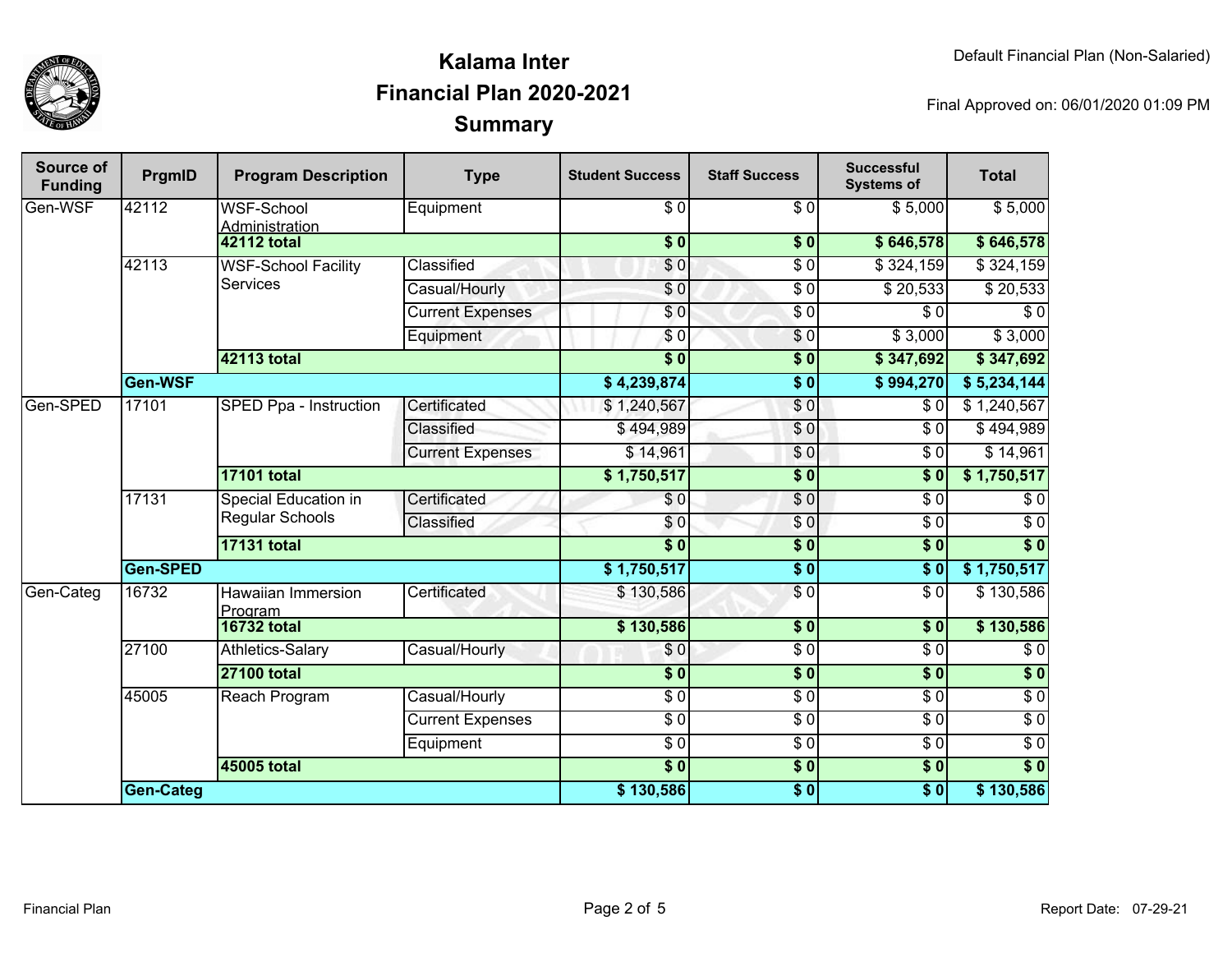# Kalama Inter
## Financial Plan 2020-2021
## Summary

Default Financial Plan (Non-Salaried)

Final Approved on: 06/01/2020 01:09 PM

| Source of Funding | PrgmID | Program Description | Type | Student Success | Staff Success | Successful Systems of | Total |
|---|---|---|---|---|---|---|---|
| Gen-WSF | 42112 | WSF-School Administration | Equipment | $ 0 | $ 0 | $ 5,000 | $ 5,000 |
| | | **42112 total** | | **$ 0** | **$ 0** | **$ 646,578** | **$ 646,578** |
| | 42113 | WSF-School Facility Services | Classified | $ 0 | $ 0 | $ 324,159 | $ 324,159 |
| | | | Casual/Hourly | $ 0 | $ 0 | $ 20,533 | $ 20,533 |
| | | | Current Expenses | $ 0 | $ 0 | $ 0 | $ 0 |
| | | | Equipment | $ 0 | $ 0 | $ 3,000 | $ 3,000 |
| | | **42113 total** | | **$ 0** | **$ 0** | **$ 347,692** | **$ 347,692** |
| | **Gen-WSF** | | | **$ 4,239,874** | **$ 0** | **$ 994,270** | **$ 5,234,144** |
| Gen-SPED | 17101 | SPED Ppa - Instruction | Certificated | $ 1,240,567 | $ 0 | $ 0 | $ 1,240,567 |
| | | | Classified | $ 494,989 | $ 0 | $ 0 | $ 494,989 |
| | | | Current Expenses | $ 14,961 | $ 0 | $ 0 | $ 14,961 |
| | | **17101 total** | | **$ 1,750,517** | **$ 0** | **$ 0** | **$ 1,750,517** |
| | 17131 | Special Education in Regular Schools | Certificated | $ 0 | $ 0 | $ 0 | $ 0 |
| | | | Classified | $ 0 | $ 0 | $ 0 | $ 0 |
| | | **17131 total** | | **$ 0** | **$ 0** | **$ 0** | **$ 0** |
| | **Gen-SPED** | | | **$ 1,750,517** | **$ 0** | **$ 0** | **$ 1,750,517** |
| Gen-Categ | 16732 | Hawaiian Immersion Program | Certificated | $ 130,586 | $ 0 | $ 0 | $ 130,586 |
| | | **16732 total** | | **$ 130,586** | **$ 0** | **$ 0** | **$ 130,586** |
| | 27100 | Athletics-Salary | Casual/Hourly | $ 0 | $ 0 | $ 0 | $ 0 |
| | | **27100 total** | | **$ 0** | **$ 0** | **$ 0** | **$ 0** |
| | 45005 | Reach Program | Casual/Hourly | $ 0 | $ 0 | $ 0 | $ 0 |
| | | | Current Expenses | $ 0 | $ 0 | $ 0 | $ 0 |
| | | | Equipment | $ 0 | $ 0 | $ 0 | $ 0 |
| | | **45005 total** | | **$ 0** | **$ 0** | **$ 0** | **$ 0** |
| | **Gen-Categ** | | | **$ 130,586** | **$ 0** | **$ 0** | **$ 130,586** |

Financial Plan

Report Date: 07-29-21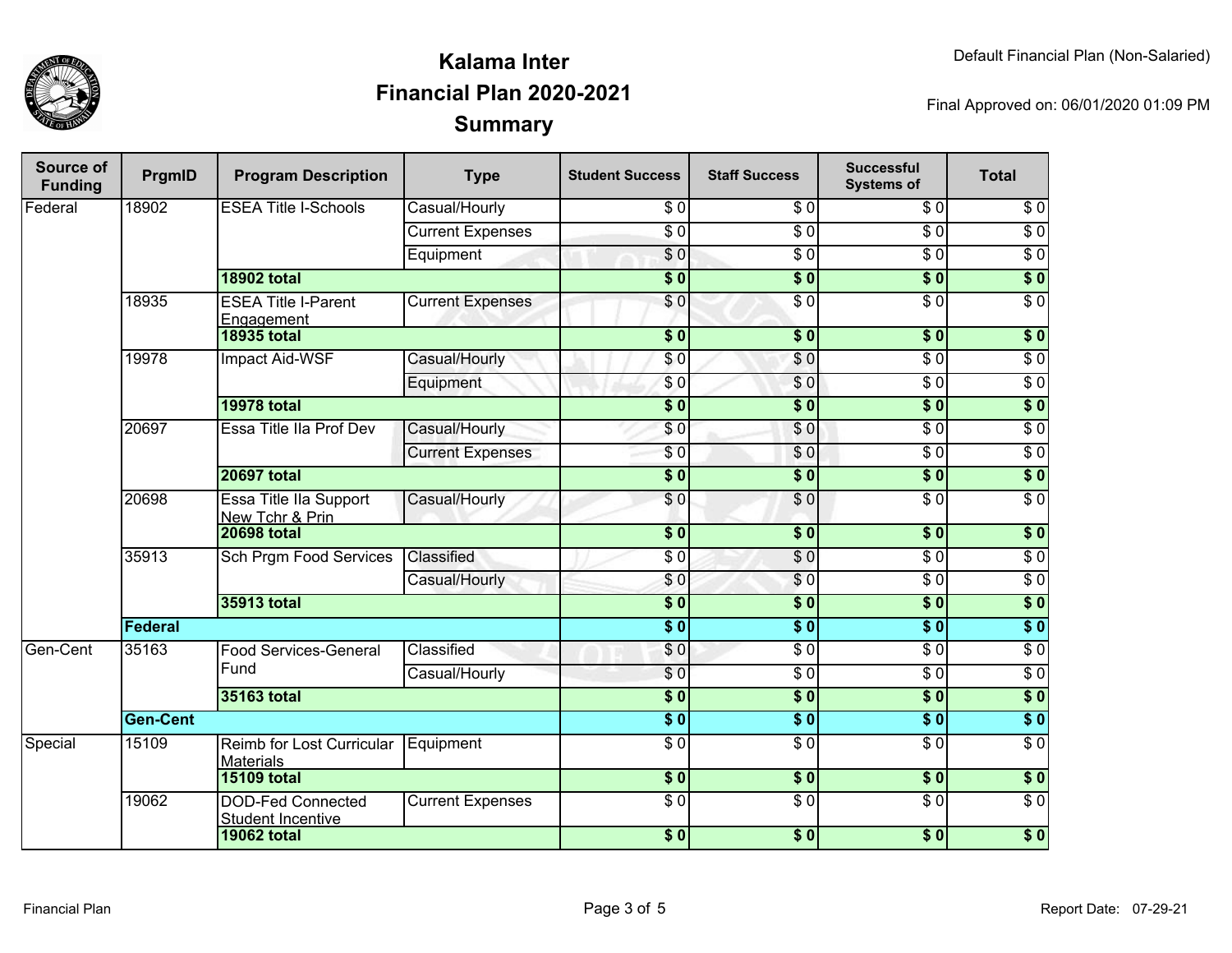# Kalama Inter
## Financial Plan 2020-2021
## Summary

Default Financial Plan (Non-Salaried)

Final Approved on: 06/01/2020 01:09 PM

| Source of Funding | PrgmID | Program Description | Type | Student Success | Staff Success | Successful Systems of | Total |
|---|---|---|---|---|---|---|---|
| Federal | 18902 | ESEA Title I-Schools | Casual/Hourly | $ 0 | $ 0 | $ 0 | $ 0 |
| | | | Current Expenses | $ 0 | $ 0 | $ 0 | $ 0 |
| | | | Equipment | $ 0 | $ 0 | $ 0 | $ 0 |
| | | **18902 total** | | **$ 0** | **$ 0** | **$ 0** | **$ 0** |
| | 18935 | ESEA Title I-Parent Engagement | Current Expenses | $ 0 | $ 0 | $ 0 | $ 0 |
| | | **18935 total** | | **$ 0** | **$ 0** | **$ 0** | **$ 0** |
| | 19978 | Impact Aid-WSF | Casual/Hourly | $ 0 | $ 0 | $ 0 | $ 0 |
| | | | Equipment | $ 0 | $ 0 | $ 0 | $ 0 |
| | | **19978 total** | | **$ 0** | **$ 0** | **$ 0** | **$ 0** |
| | 20697 | Essa Title IIa Prof Dev | Casual/Hourly | $ 0 | $ 0 | $ 0 | $ 0 |
| | | | Current Expenses | $ 0 | $ 0 | $ 0 | $ 0 |
| | | **20697 total** | | **$ 0** | **$ 0** | **$ 0** | **$ 0** |
| | 20698 | Essa Title IIa Support New Tchr & Prin | Casual/Hourly | $ 0 | $ 0 | $ 0 | $ 0 |
| | | **20698 total** | | **$ 0** | **$ 0** | **$ 0** | **$ 0** |
| | 35913 | Sch Prgm Food Services | Classified | $ 0 | $ 0 | $ 0 | $ 0 |
| | | | Casual/Hourly | $ 0 | $ 0 | $ 0 | $ 0 |
| | | **35913 total** | | **$ 0** | **$ 0** | **$ 0** | **$ 0** |
| | **Federal** | | | **$ 0** | **$ 0** | **$ 0** | **$ 0** |
| Gen-Cent | 35163 | Food Services-General Fund | Classified | $ 0 | $ 0 | $ 0 | $ 0 |
| | | | Casual/Hourly | $ 0 | $ 0 | $ 0 | $ 0 |
| | | **35163 total** | | **$ 0** | **$ 0** | **$ 0** | **$ 0** |
| | **Gen-Cent** | | | **$ 0** | **$ 0** | **$ 0** | **$ 0** |
| Special | 15109 | Reimb for Lost Curricular Materials | Equipment | $ 0 | $ 0 | $ 0 | $ 0 |
| | | **15109 total** | | **$ 0** | **$ 0** | **$ 0** | **$ 0** |
| | 19062 | DOD-Fed Connected Student Incentive | Current Expenses | $ 0 | $ 0 | $ 0 | $ 0 |
| | | **19062 total** | | **$ 0** | **$ 0** | **$ 0** | **$ 0** |

Report Date: 07-29-21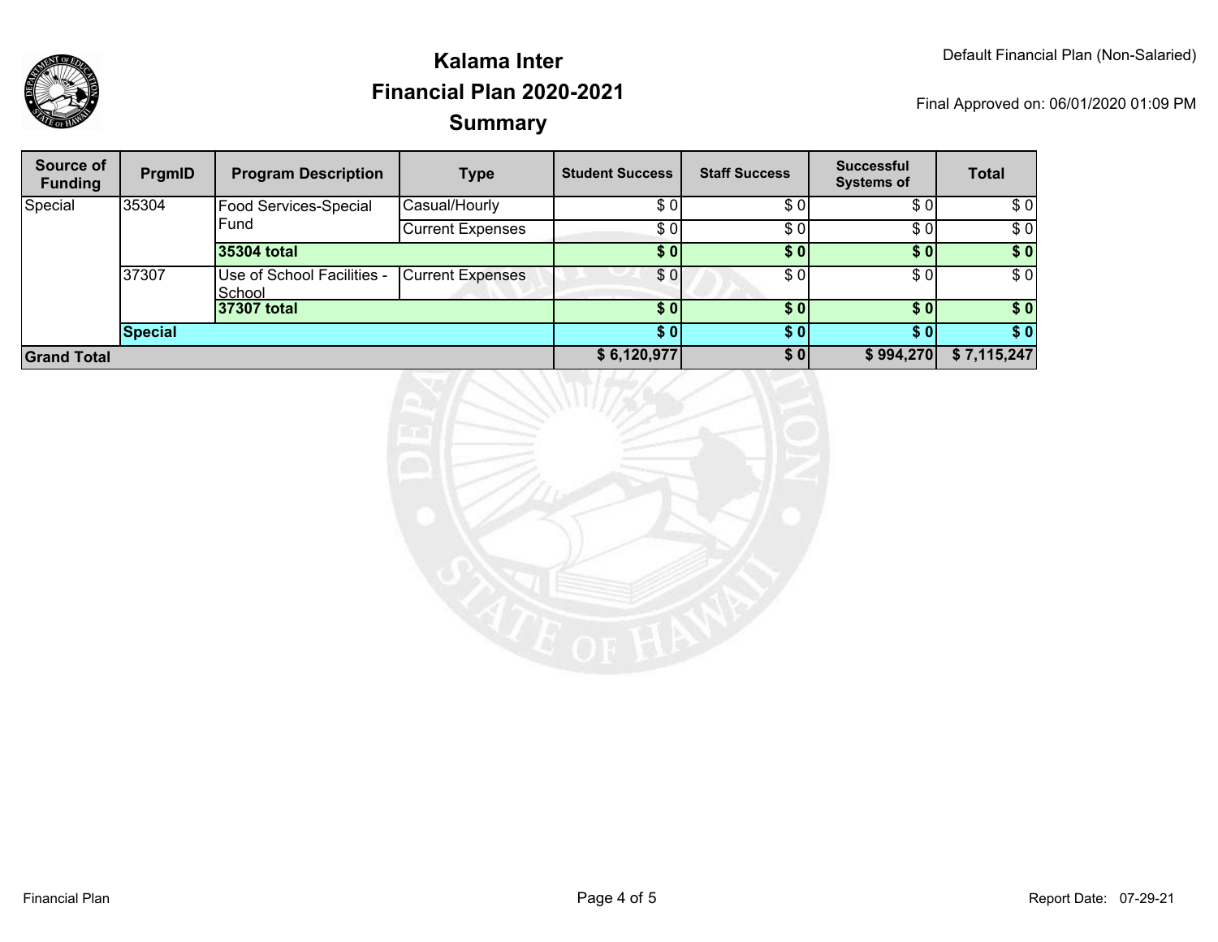# Kalama Inter
## Financial Plan 2020-2021
## Summary

Default Financial Plan (Non-Salaried)

Final Approved on: 06/01/2020 01:09 PM

| Source of Funding | PrgmID | Program Description | Type | Student Success | Staff Success | Successful Systems of | Total |
|---|---|---|---|---|---|---|---|
| Special | 35304 | Food Services-Special Fund | Casual/Hourly | $ 0 | $ 0 | $ 0 | $ 0 |
| | | | Current Expenses | $ 0 | $ 0 | $ 0 | $ 0 |
| | | **35304 total** | | **$ 0** | **$ 0** | **$ 0** | **$ 0** |
| | 37307 | Use of School Facilities - School | Current Expenses | $ 0 | $ 0 | $ 0 | $ 0 |
| | | **37307 total** | | **$ 0** | **$ 0** | **$ 0** | **$ 0** |
| | **Special** | | | **$ 0** | **$ 0** | **$ 0** | **$ 0** |
| **Grand Total** | | | | **$ 6,120,977** | **$ 0** | **$ 994,270** | **$ 7,115,247** |

Financial Plan

Report Date: 07-29-21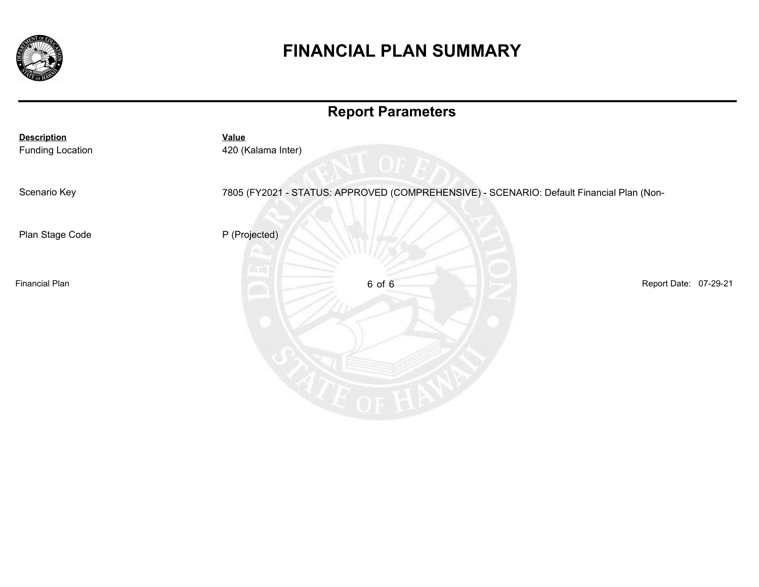# FINANCIAL PLAN SUMMARY

## Report Parameters

| Description | Value |
|---|---|
| Funding Location | 420 (Kalama Inter) |
| Scenario Key | 7805 (FY2021 - STATUS: APPROVED (COMPREHENSIVE) - SCENARIO: Default Financial Plan (Non- |
| Plan Stage Code | P (Projected) |

Financial Plan

Report Date: 07-29-21